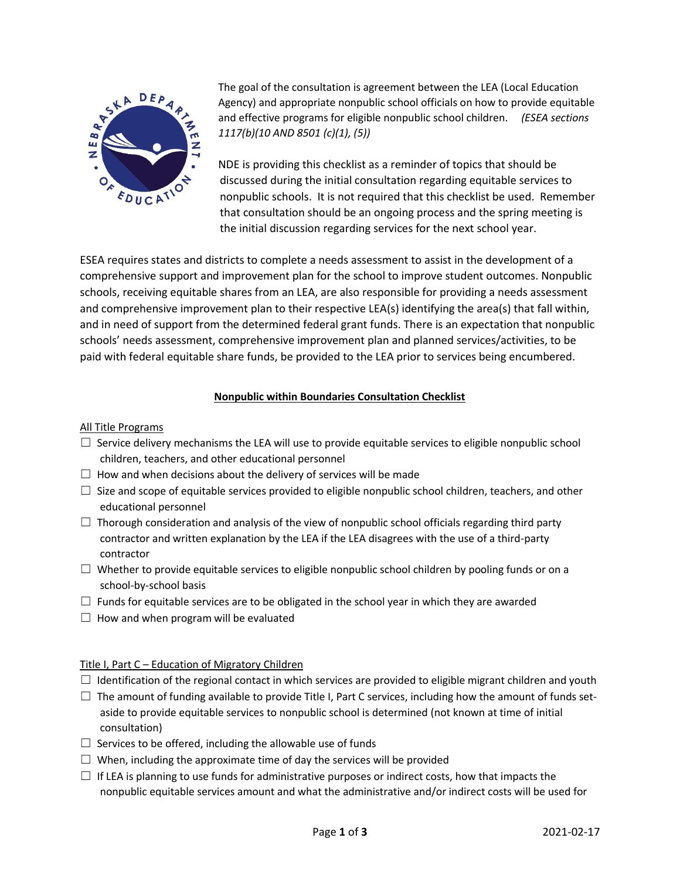The goal of the consultation is agreement between the LEA (Local Education Agency) and appropriate nonpublic school officials on how to provide equitable and effective programs for eligible nonpublic school children. *(ESEA sections 1117(b)(10 AND 8501 (c)(1), (5))*

NDE is providing this checklist as a reminder of topics that should be discussed during the initial consultation regarding equitable services to nonpublic schools. It is not required that this checklist be used. Remember that consultation should be an ongoing process and the spring meeting is the initial discussion regarding services for the next school year.

ESEA requires states and districts to complete a needs assessment to assist in the development of a comprehensive support and improvement plan for the school to improve student outcomes. Nonpublic schools, receiving equitable shares from an LEA, are also responsible for providing a needs assessment and comprehensive improvement plan to their respective LEA(s) identifying the area(s) that fall within, and in need of support from the determined federal grant funds. There is an expectation that nonpublic schools' needs assessment, comprehensive improvement plan and planned services/activities, to be paid with federal equitable share funds, be provided to the LEA prior to services being encumbered.

**Nonpublic within Boundaries Consultation Checklist**

All Title Programs

- ☐ Service delivery mechanisms the LEA will use to provide equitable services to eligible nonpublic school children, teachers, and other educational personnel
- ☐ How and when decisions about the delivery of services will be made
- ☐ Size and scope of equitable services provided to eligible nonpublic school children, teachers, and other educational personnel
- ☐ Thorough consideration and analysis of the view of nonpublic school officials regarding third party contractor and written explanation by the LEA if the LEA disagrees with the use of a third-party contractor
- ☐ Whether to provide equitable services to eligible nonpublic school children by pooling funds or on a school-by-school basis
- ☐ Funds for equitable services are to be obligated in the school year in which they are awarded
- ☐ How and when program will be evaluated

Title I, Part C – Education of Migratory Children

- ☐ Identification of the regional contact in which services are provided to eligible migrant children and youth
- ☐ The amount of funding available to provide Title I, Part C services, including how the amount of funds set-aside to provide equitable services to nonpublic school is determined (not known at time of initial consultation)
- ☐ Services to be offered, including the allowable use of funds
- ☐ When, including the approximate time of day the services will be provided
- ☐ If LEA is planning to use funds for administrative purposes or indirect costs, how that impacts the nonpublic equitable services amount and what the administrative and/or indirect costs will be used for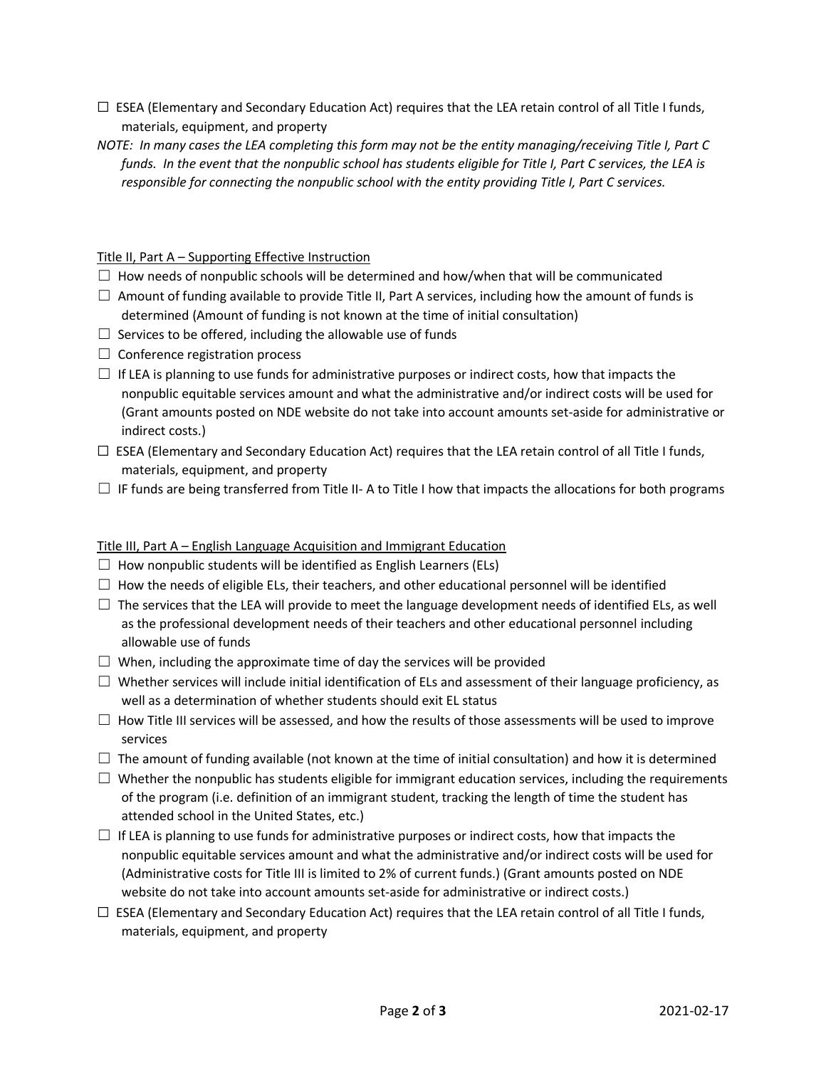☐ ESEA (Elementary and Secondary Education Act) requires that the LEA retain control of all Title I funds, materials, equipment, and property

*NOTE: In many cases the LEA completing this form may not be the entity managing/receiving Title I, Part C funds. In the event that the nonpublic school has students eligible for Title I, Part C services, the LEA is responsible for connecting the nonpublic school with the entity providing Title I, Part C services.*

Title II, Part A – Supporting Effective Instruction

☐ How needs of nonpublic schools will be determined and how/when that will be communicated

☐ Amount of funding available to provide Title II, Part A services, including how the amount of funds is determined (Amount of funding is not known at the time of initial consultation)

☐ Services to be offered, including the allowable use of funds

☐ Conference registration process

☐ If LEA is planning to use funds for administrative purposes or indirect costs, how that impacts the nonpublic equitable services amount and what the administrative and/or indirect costs will be used for (Grant amounts posted on NDE website do not take into account amounts set-aside for administrative or indirect costs.)

☐ ESEA (Elementary and Secondary Education Act) requires that the LEA retain control of all Title I funds, materials, equipment, and property

☐ IF funds are being transferred from Title II- A to Title I how that impacts the allocations for both programs

Title III, Part A – English Language Acquisition and Immigrant Education

☐ How nonpublic students will be identified as English Learners (ELs)

☐ How the needs of eligible ELs, their teachers, and other educational personnel will be identified

☐ The services that the LEA will provide to meet the language development needs of identified ELs, as well as the professional development needs of their teachers and other educational personnel including allowable use of funds

☐ When, including the approximate time of day the services will be provided

☐ Whether services will include initial identification of ELs and assessment of their language proficiency, as well as a determination of whether students should exit EL status

☐ How Title III services will be assessed, and how the results of those assessments will be used to improve services

☐ The amount of funding available (not known at the time of initial consultation) and how it is determined

☐ Whether the nonpublic has students eligible for immigrant education services, including the requirements of the program (i.e. definition of an immigrant student, tracking the length of time the student has attended school in the United States, etc.)

☐ If LEA is planning to use funds for administrative purposes or indirect costs, how that impacts the nonpublic equitable services amount and what the administrative and/or indirect costs will be used for (Administrative costs for Title III is limited to 2% of current funds.) (Grant amounts posted on NDE website do not take into account amounts set-aside for administrative or indirect costs.)

☐ ESEA (Elementary and Secondary Education Act) requires that the LEA retain control of all Title I funds, materials, equipment, and property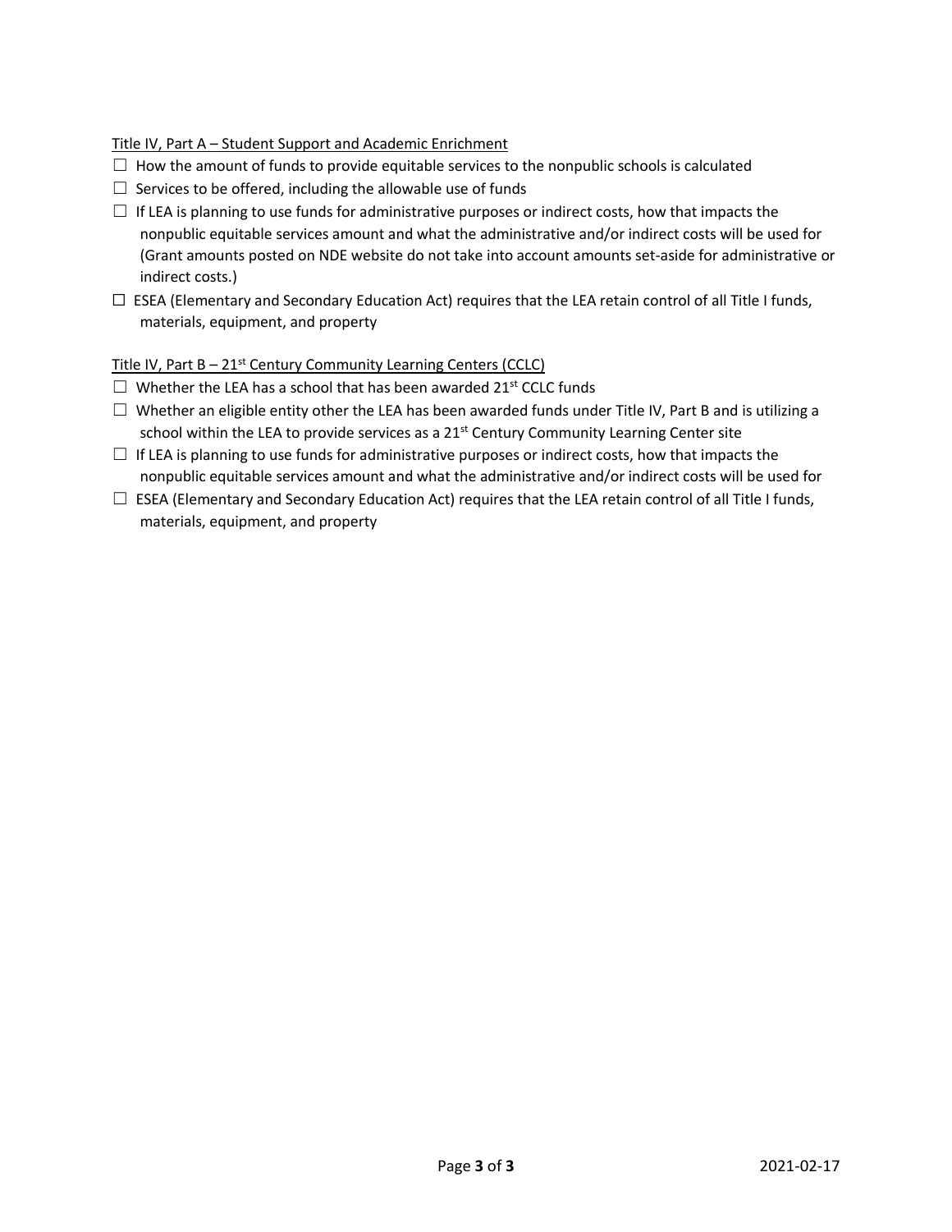Title IV, Part A – Student Support and Academic Enrichment

☐ How the amount of funds to provide equitable services to the nonpublic schools is calculated

☐ Services to be offered, including the allowable use of funds

☐ If LEA is planning to use funds for administrative purposes or indirect costs, how that impacts the nonpublic equitable services amount and what the administrative and/or indirect costs will be used for (Grant amounts posted on NDE website do not take into account amounts set-aside for administrative or indirect costs.)

☐ ESEA (Elementary and Secondary Education Act) requires that the LEA retain control of all Title I funds, materials, equipment, and property

Title IV, Part B – 21st Century Community Learning Centers (CCLC)

☐ Whether the LEA has a school that has been awarded 21st CCLC funds

☐ Whether an eligible entity other the LEA has been awarded funds under Title IV, Part B and is utilizing a school within the LEA to provide services as a 21st Century Community Learning Center site

☐ If LEA is planning to use funds for administrative purposes or indirect costs, how that impacts the nonpublic equitable services amount and what the administrative and/or indirect costs will be used for

☐ ESEA (Elementary and Secondary Education Act) requires that the LEA retain control of all Title I funds, materials, equipment, and property

2021-02-17